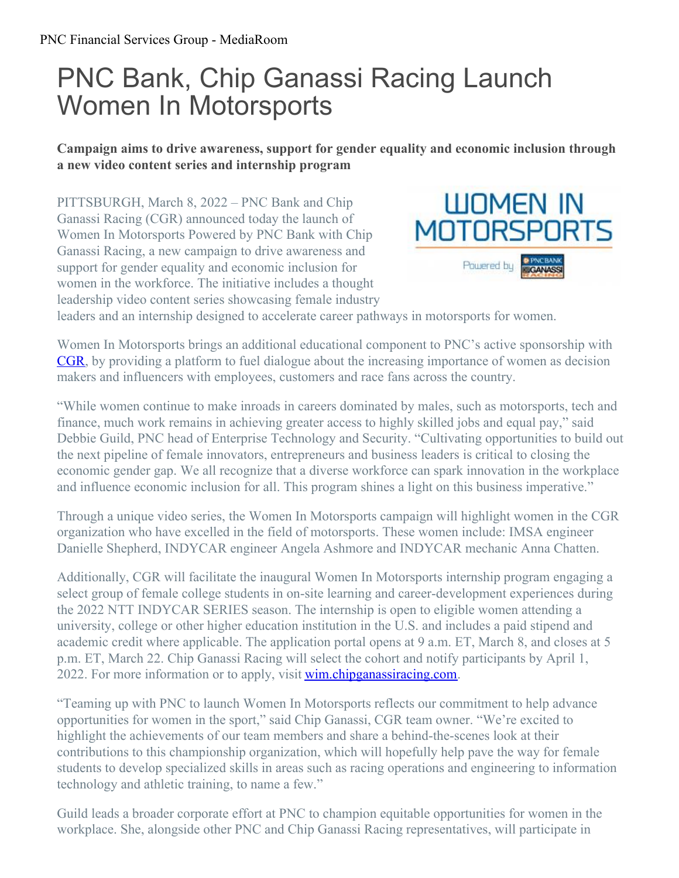# PNC Bank, Chip Ganassi Racing Launch Women In Motorsports

**Campaign aims to drive awareness, support for gender equality and economic inclusion through a new video content series and internship program**

PITTSBURGH, March 8, 2022 – PNC Bank and Chip Ganassi Racing (CGR) announced today the launch of Women In Motorsports Powered by PNC Bank with Chip Ganassi Racing, a new campaign to drive awareness and support for gender equality and economic inclusion for women in the workforce. The initiative includes a thought leadership video content series showcasing female industry leaders and an internship designed to accelerate career pathways in motorsports for women.

Women In Motorsports brings an additional educational component to PNC's active sponsorship with CGR, by providing a platform to fuel dialogue about the increasing importance of women as decision makers and influencers with employees, customers and race fans across the country.

"While women continue to make inroads in careers dominated by males, such as motorsports, tech and finance, much work remains in achieving greater access to highly skilled jobs and equal pay," said Debbie Guild, PNC head of Enterprise Technology and Security. "Cultivating opportunities to build out the next pipeline of female innovators, entrepreneurs and business leaders is critical to closing the economic gender gap. We all recognize that a diverse workforce can spark innovation in the workplace and influence economic inclusion for all. This program shines a light on this business imperative."

Through a unique video series, the Women In Motorsports campaign will highlight women in the CGR organization who have excelled in the field of motorsports. These women include: IMSA engineer Danielle Shepherd, INDYCAR engineer Angela Ashmore and INDYCAR mechanic Anna Chatten.

Additionally, CGR will facilitate the inaugural Women In Motorsports internship program engaging a select group of female college students in on-site learning and career-development experiences during the 2022 NTT INDYCAR SERIES season. The internship is open to eligible women attending a university, college or other higher education institution in the U.S. and includes a paid stipend and academic credit where applicable. The application portal opens at 9 a.m. ET, March 8, and closes at 5 p.m. ET, March 22. Chip Ganassi Racing will select the cohort and notify participants by April 1, 2022. For more information or to apply, visit wim.chipganassiracing.com.

"Teaming up with PNC to launch Women In Motorsports reflects our commitment to help advance opportunities for women in the sport," said Chip Ganassi, CGR team owner. "We're excited to highlight the achievements of our team members and share a behind-the-scenes look at their contributions to this championship organization, which will hopefully help pave the way for female students to develop specialized skills in areas such as racing operations and engineering to information technology and athletic training, to name a few."

Guild leads a broader corporate effort at PNC to champion equitable opportunities for women in the workplace. She, alongside other PNC and Chip Ganassi Racing representatives, will participate in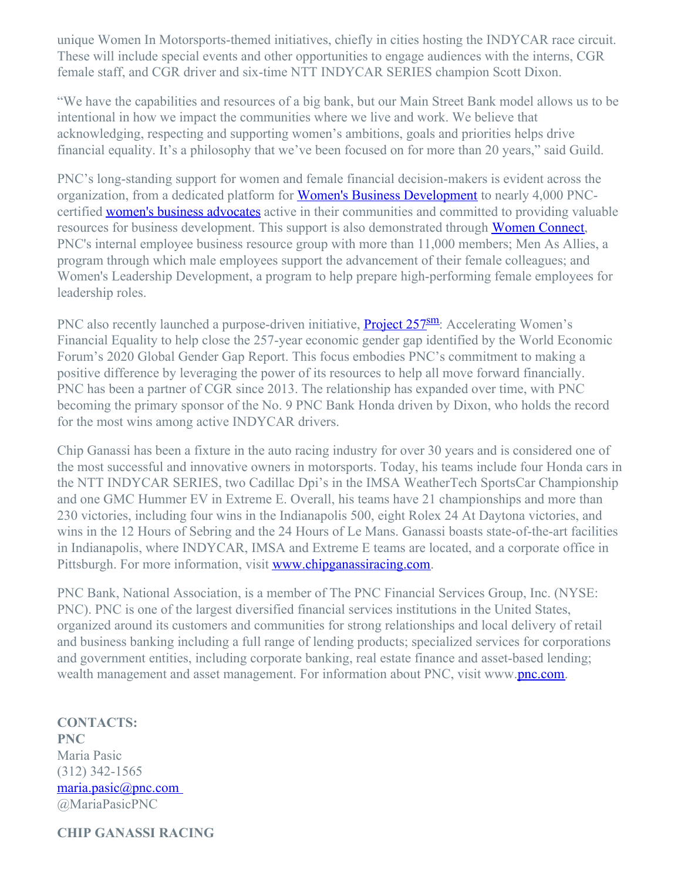unique Women In Motorsports-themed initiatives, chiefly in cities hosting the INDYCAR race circuit. These will include special events and other opportunities to engage audiences with the interns, CGR female staff, and CGR driver and six-time NTT INDYCAR SERIES champion Scott Dixon.

"We have the capabilities and resources of a big bank, but our Main Street Bank model allows us to be intentional in how we impact the communities where we live and work. We believe that acknowledging, respecting and supporting women's ambitions, goals and priorities helps drive financial equality. It's a philosophy that we've been focused on for more than 20 years," said Guild.

PNC's long-standing support for women and female financial decision-makers is evident across the organization, from a dedicated platform for Women's Business Development to nearly 4,000 PNC-certified women's business advocates active in their communities and committed to providing valuable resources for business development. This support is also demonstrated through Women Connect, PNC's internal employee business resource group with more than 11,000 members; Men As Allies, a program through which male employees support the advancement of their female colleagues; and Women's Leadership Development, a program to help prepare high-performing female employees for leadership roles.

PNC also recently launched a purpose-driven initiative, Project 257sm: Accelerating Women's Financial Equality to help close the 257-year economic gender gap identified by the World Economic Forum's 2020 Global Gender Gap Report. This focus embodies PNC's commitment to making a positive difference by leveraging the power of its resources to help all move forward financially. PNC has been a partner of CGR since 2013. The relationship has expanded over time, with PNC becoming the primary sponsor of the No. 9 PNC Bank Honda driven by Dixon, who holds the record for the most wins among active INDYCAR drivers.

Chip Ganassi has been a fixture in the auto racing industry for over 30 years and is considered one of the most successful and innovative owners in motorsports. Today, his teams include four Honda cars in the NTT INDYCAR SERIES, two Cadillac Dpi's in the IMSA WeatherTech SportsCar Championship and one GMC Hummer EV in Extreme E. Overall, his teams have 21 championships and more than 230 victories, including four wins in the Indianapolis 500, eight Rolex 24 At Daytona victories, and wins in the 12 Hours of Sebring and the 24 Hours of Le Mans. Ganassi boasts state-of-the-art facilities in Indianapolis, where INDYCAR, IMSA and Extreme E teams are located, and a corporate office in Pittsburgh. For more information, visit www.chipganassiracing.com.

PNC Bank, National Association, is a member of The PNC Financial Services Group, Inc. (NYSE: PNC). PNC is one of the largest diversified financial services institutions in the United States, organized around its customers and communities for strong relationships and local delivery of retail and business banking including a full range of lending products; specialized services for corporations and government entities, including corporate banking, real estate finance and asset-based lending; wealth management and asset management. For information about PNC, visit www.pnc.com.

**CONTACTS:**
**PNC**
Maria Pasic
(312) 342-1565
maria.pasic@pnc.com
@MariaPasicPNC

**CHIP GANASSI RACING**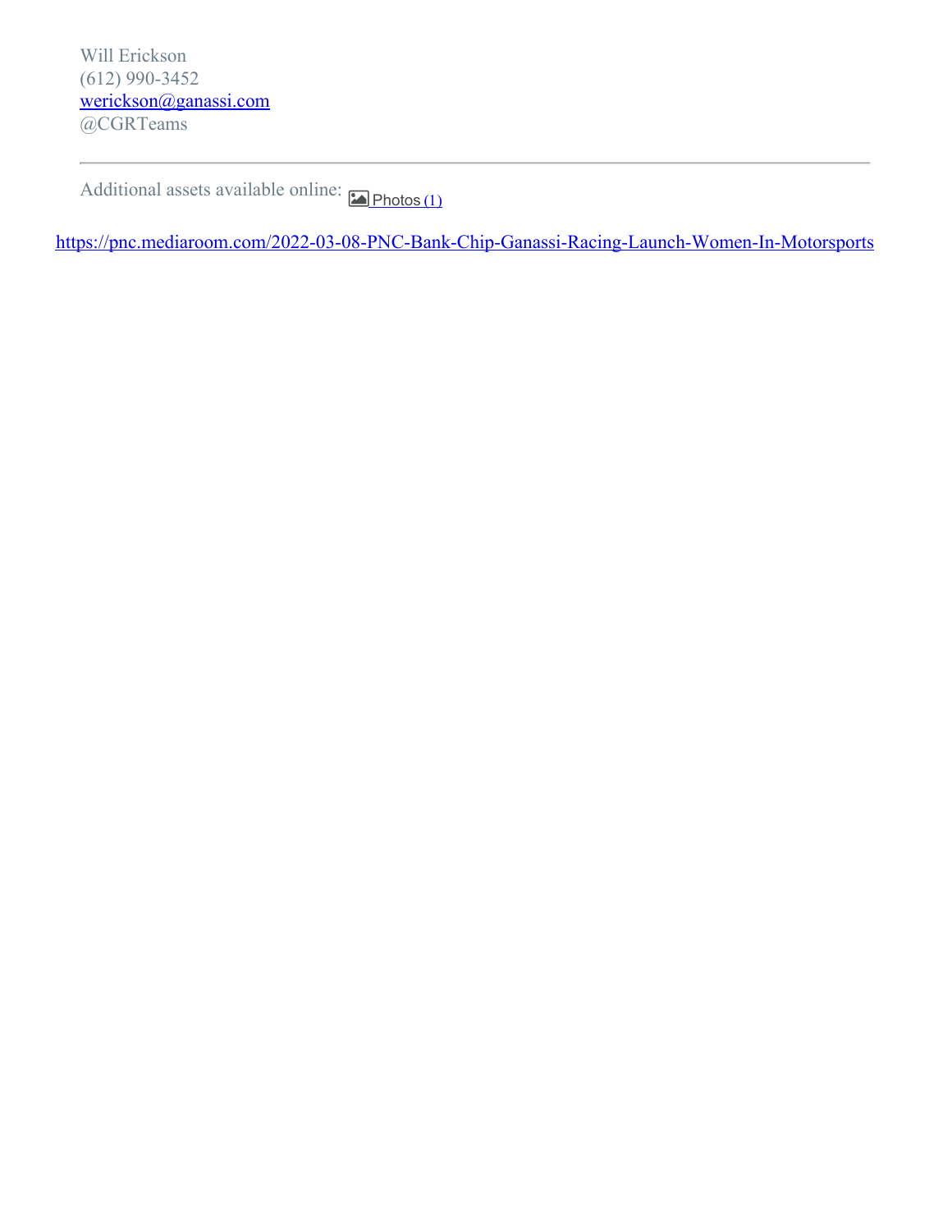Will Erickson
(612) 990-3452
werickson@ganassi.com
@CGRTeams

---

Additional assets available online: Photos (1)

https://pnc.mediaroom.com/2022-03-08-PNC-Bank-Chip-Ganassi-Racing-Launch-Women-In-Motorsports